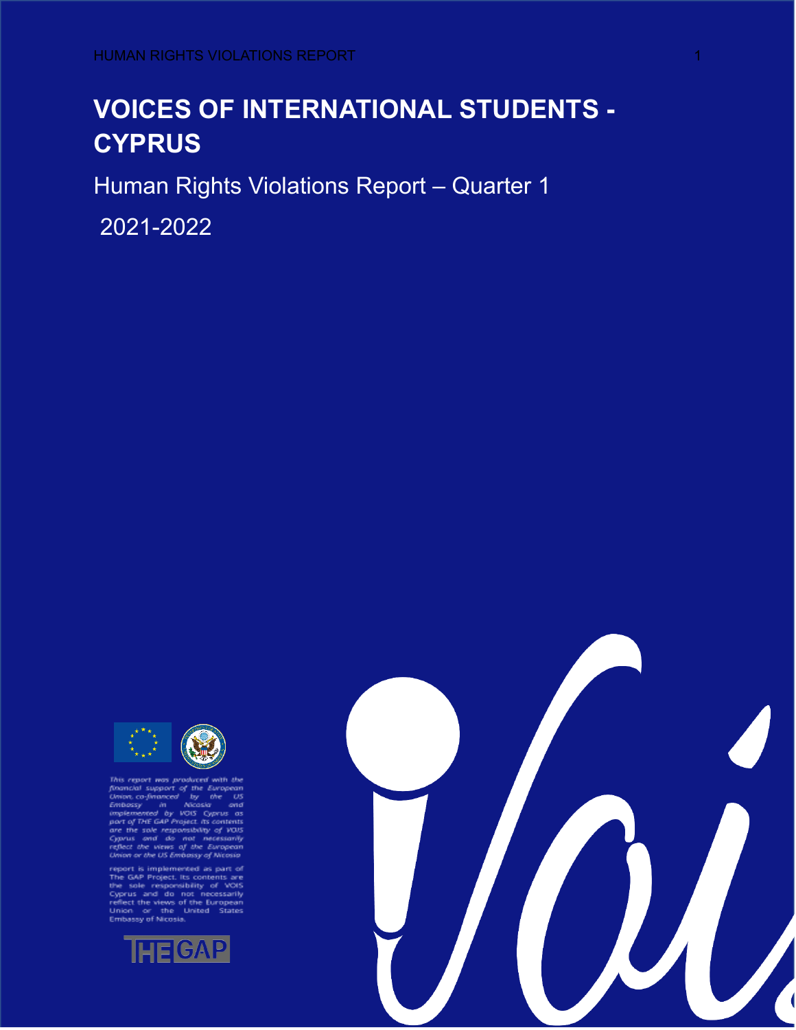# VOICES OF INTERNATIONAL STUDENTS - CYPRUS

Human Rights Violations Report – Quarter 1

2021-2022

*This report was produced with the financial support of the European Union, co-financed by the US Embassy in Nicosia and implemented by VOIS Cyprus as part of THE GAP Project. Its contents are the sole responsibility of VOIS Cyprus and do not necessarily reflect the views of the European Union or the US Embassy of Nicosia.*

report is implemented as part of The GAP Project. Its contents are the sole responsibility of VOIS Cyprus and do not necessarily reflect the views of the European Union or the United States Embassy of Nicosia.

THE GAP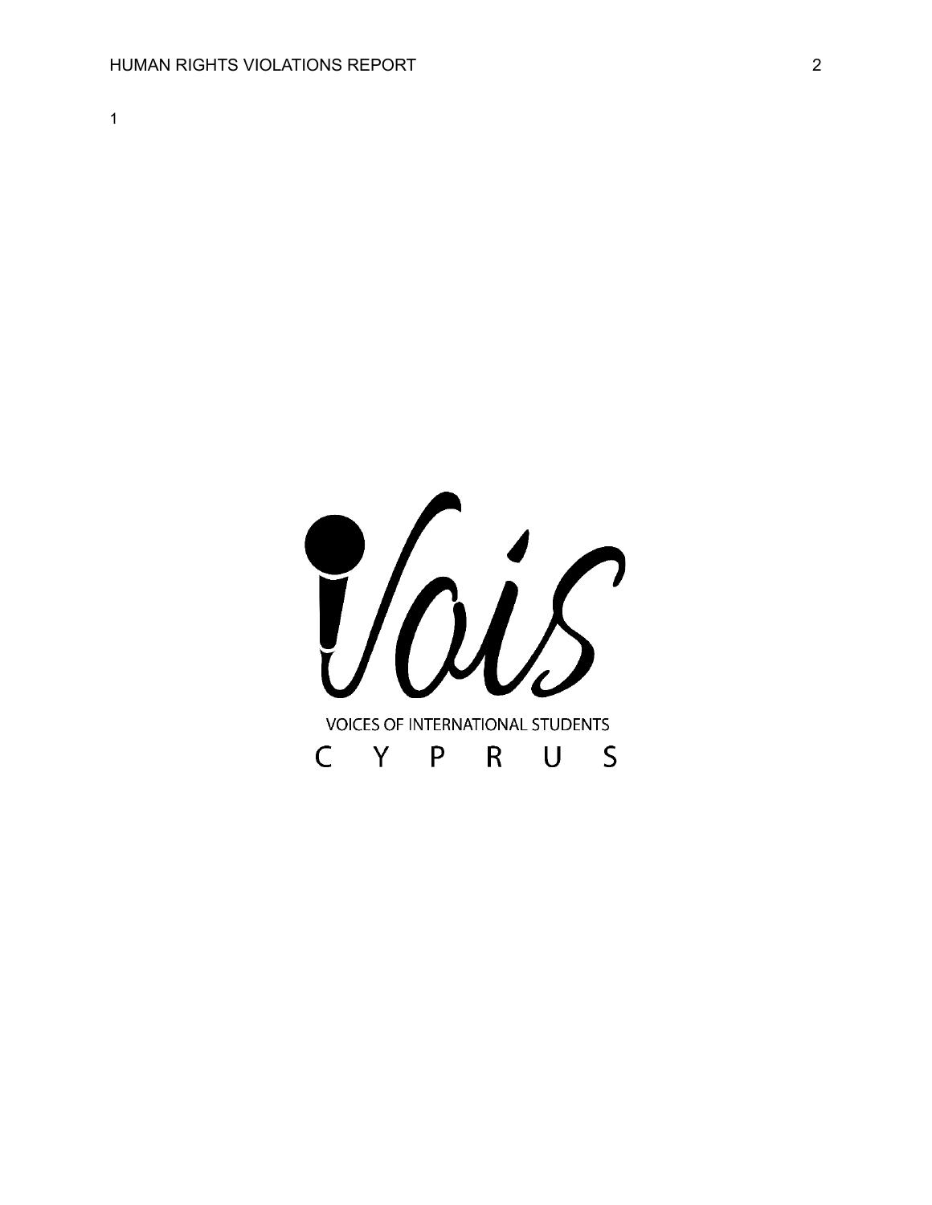1

VOICES OF INTERNATIONAL STUDENTS

C Y P R U S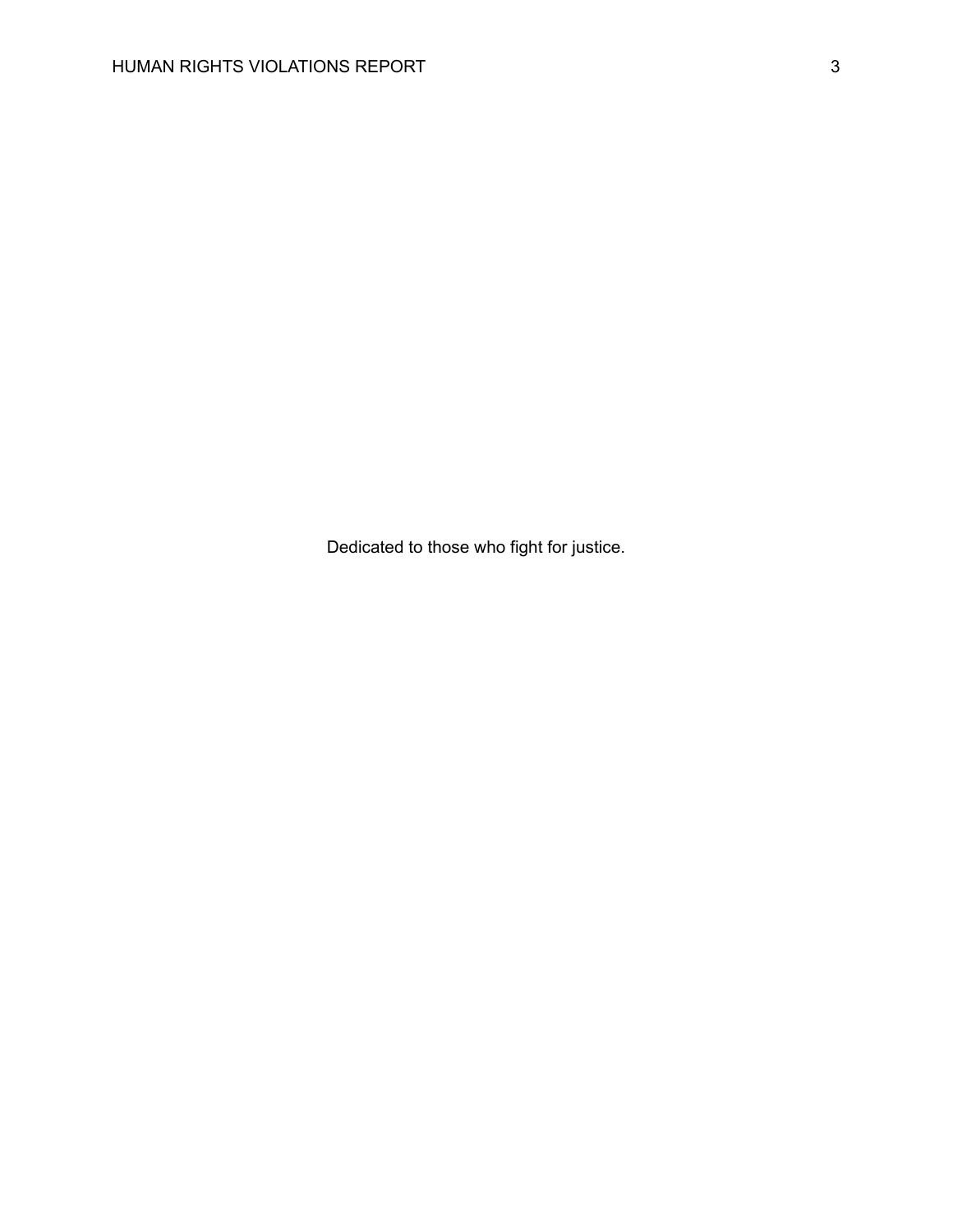Dedicated to those who fight for justice.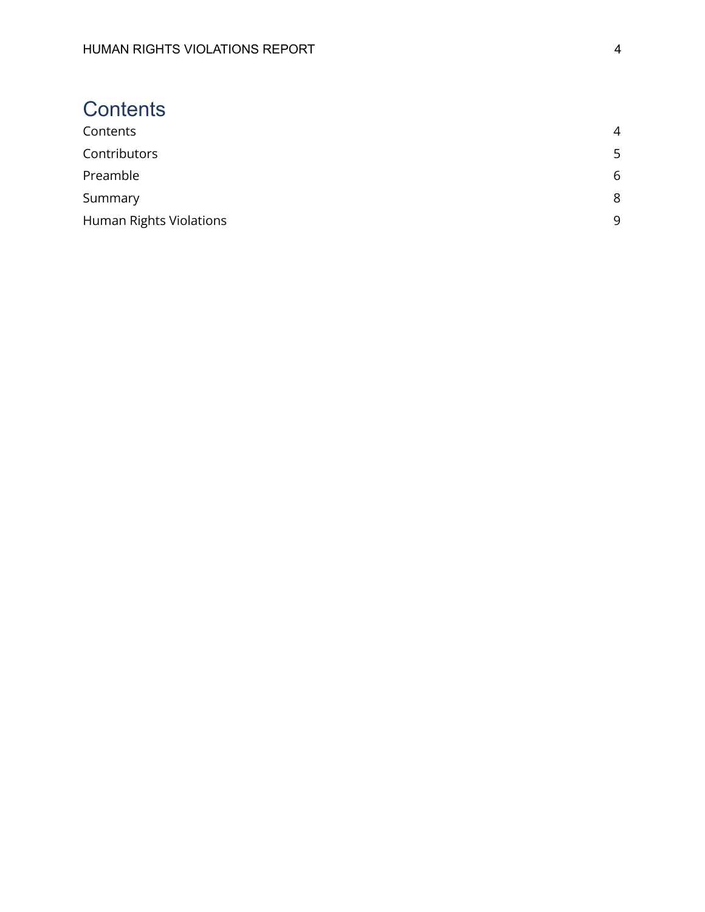# Contents

| | |
|---|---|
| Contents | 4 |
| Contributors | 5 |
| Preamble | 6 |
| Summary | 8 |
| Human Rights Violations | 9 |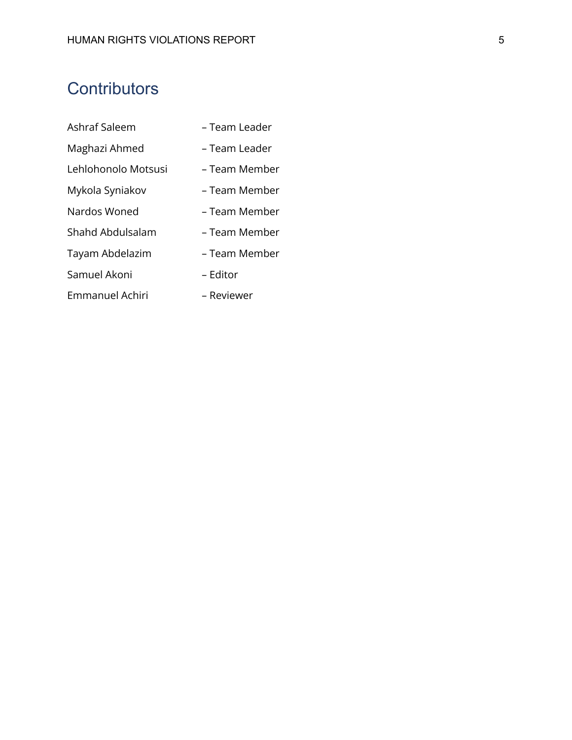## Contributors

Ashraf Saleem – Team Leader

Maghazi Ahmed – Team Leader

Lehlohonolo Motsusi – Team Member

Mykola Syniakov – Team Member

Nardos Woned – Team Member

Shahd Abdulsalam – Team Member

Tayam Abdelazim – Team Member

Samuel Akoni – Editor

Emmanuel Achiri – Reviewer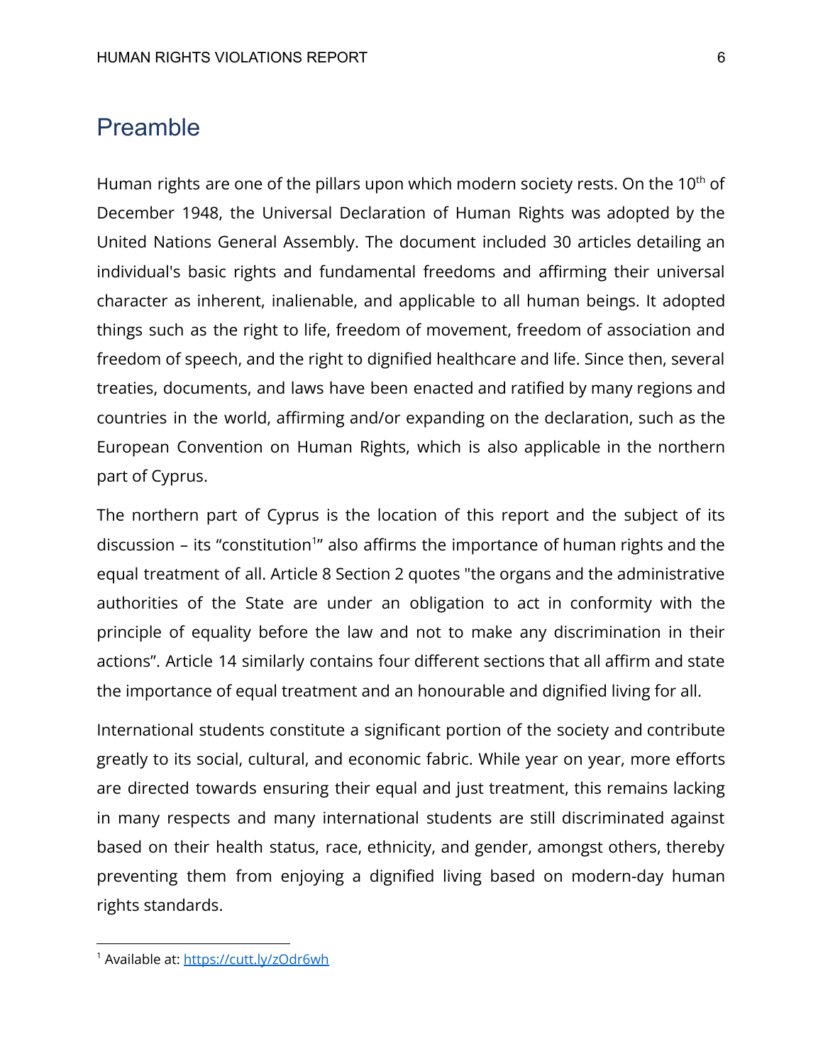## Preamble

Human rights are one of the pillars upon which modern society rests. On the 10th of December 1948, the Universal Declaration of Human Rights was adopted by the United Nations General Assembly. The document included 30 articles detailing an individual's basic rights and fundamental freedoms and affirming their universal character as inherent, inalienable, and applicable to all human beings. It adopted things such as the right to life, freedom of movement, freedom of association and freedom of speech, and the right to dignified healthcare and life. Since then, several treaties, documents, and laws have been enacted and ratified by many regions and countries in the world, affirming and/or expanding on the declaration, such as the European Convention on Human Rights, which is also applicable in the northern part of Cyprus.

The northern part of Cyprus is the location of this report and the subject of its discussion – its "constitution[1]" also affirms the importance of human rights and the equal treatment of all. Article 8 Section 2 quotes "the organs and the administrative authorities of the State are under an obligation to act in conformity with the principle of equality before the law and not to make any discrimination in their actions". Article 14 similarly contains four different sections that all affirm and state the importance of equal treatment and an honourable and dignified living for all.

International students constitute a significant portion of the society and contribute greatly to its social, cultural, and economic fabric. While year on year, more efforts are directed towards ensuring their equal and just treatment, this remains lacking in many respects and many international students are still discriminated against based on their health status, race, ethnicity, and gender, amongst others, thereby preventing them from enjoying a dignified living based on modern-day human rights standards.

---

[1] Available at: https://cutt.ly/zOdr6wh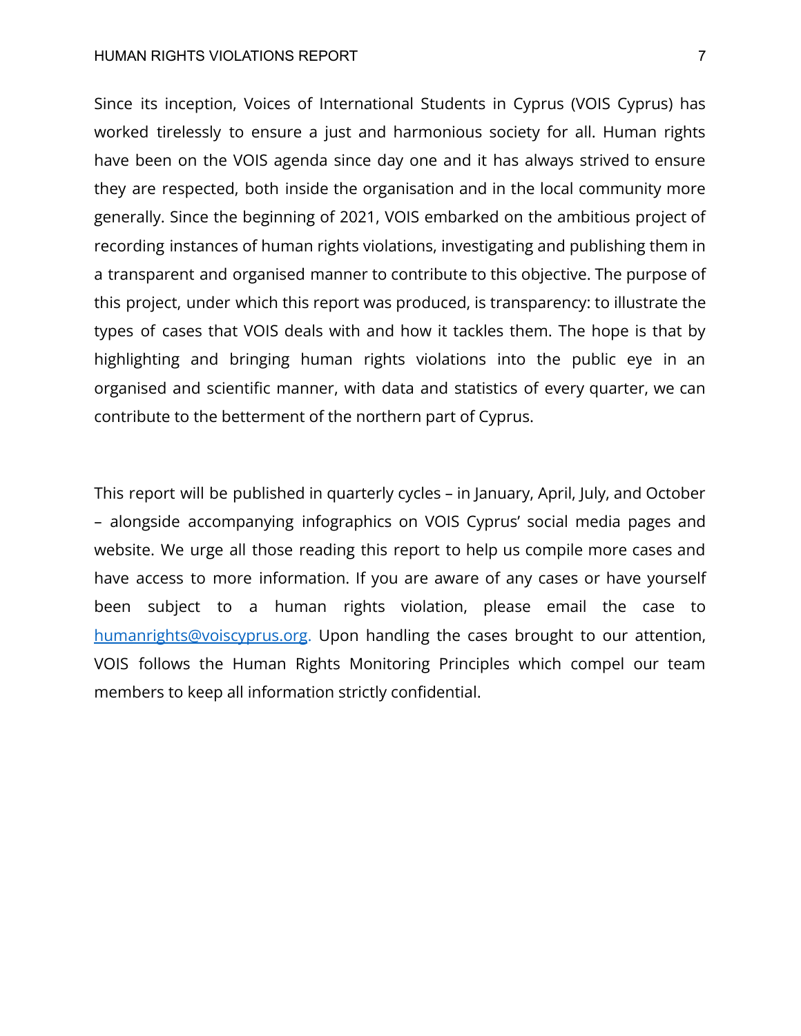Since its inception, Voices of International Students in Cyprus (VOIS Cyprus) has worked tirelessly to ensure a just and harmonious society for all. Human rights have been on the VOIS agenda since day one and it has always strived to ensure they are respected, both inside the organisation and in the local community more generally. Since the beginning of 2021, VOIS embarked on the ambitious project of recording instances of human rights violations, investigating and publishing them in a transparent and organised manner to contribute to this objective. The purpose of this project, under which this report was produced, is transparency: to illustrate the types of cases that VOIS deals with and how it tackles them. The hope is that by highlighting and bringing human rights violations into the public eye in an organised and scientific manner, with data and statistics of every quarter, we can contribute to the betterment of the northern part of Cyprus.

This report will be published in quarterly cycles – in January, April, July, and October – alongside accompanying infographics on VOIS Cyprus' social media pages and website. We urge all those reading this report to help us compile more cases and have access to more information. If you are aware of any cases or have yourself been subject to a human rights violation, please email the case to [humanrights@voiscyprus.org](mailto:humanrights@voiscyprus.org). Upon handling the cases brought to our attention, VOIS follows the Human Rights Monitoring Principles which compel our team members to keep all information strictly confidential.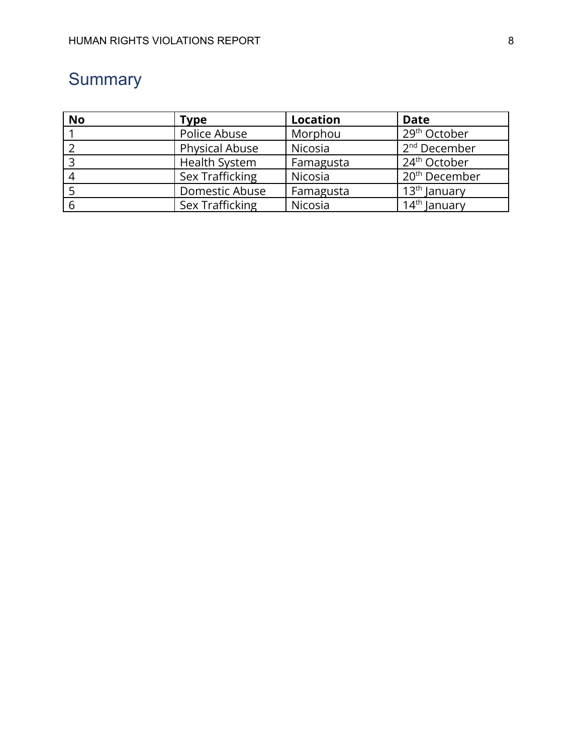## Summary

| No | Type | Location | Date |
|---|---|---|---|
| 1 | Police Abuse | Morphou | 29th October |
| 2 | Physical Abuse | Nicosia | 2nd December |
| 3 | Health System | Famagusta | 24th October |
| 4 | Sex Trafficking | Nicosia | 20th December |
| 5 | Domestic Abuse | Famagusta | 13th January |
| 6 | Sex Trafficking | Nicosia | 14th January |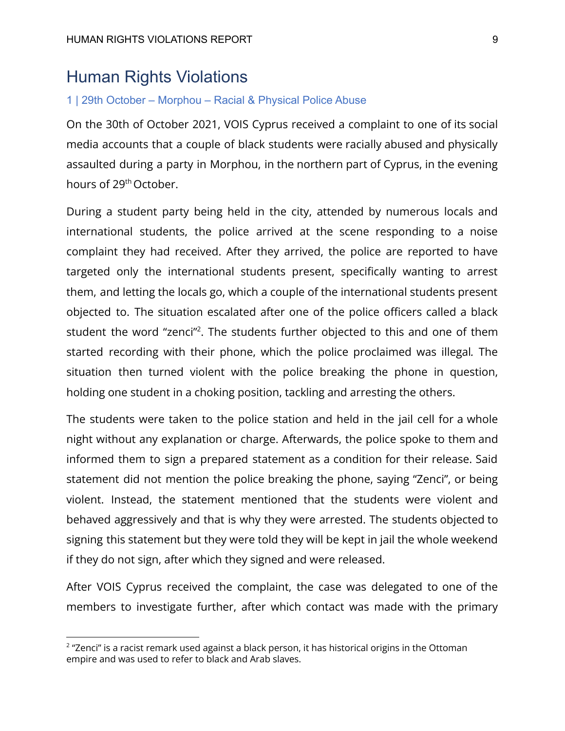# Human Rights Violations

## 1 | 29th October – Morphou – Racial & Physical Police Abuse

On the 30th of October 2021, VOIS Cyprus received a complaint to one of its social media accounts that a couple of black students were racially abused and physically assaulted during a party in Morphou, in the northern part of Cyprus, in the evening hours of 29th October.

During a student party being held in the city, attended by numerous locals and international students, the police arrived at the scene responding to a noise complaint they had received. After they arrived, the police are reported to have targeted only the international students present, specifically wanting to arrest them, and letting the locals go, which a couple of the international students present objected to. The situation escalated after one of the police officers called a black student the word "zenci"[2]. The students further objected to this and one of them started recording with their phone, which the police proclaimed was illegal. The situation then turned violent with the police breaking the phone in question, holding one student in a choking position, tackling and arresting the others.

The students were taken to the police station and held in the jail cell for a whole night without any explanation or charge. Afterwards, the police spoke to them and informed them to sign a prepared statement as a condition for their release. Said statement did not mention the police breaking the phone, saying "Zenci", or being violent. Instead, the statement mentioned that the students were violent and behaved aggressively and that is why they were arrested. The students objected to signing this statement but they were told they will be kept in jail the whole weekend if they do not sign, after which they signed and were released.

After VOIS Cyprus received the complaint, the case was delegated to one of the members to investigate further, after which contact was made with the primary

---

[2] "Zenci" is a racist remark used against a black person, it has historical origins in the Ottoman empire and was used to refer to black and Arab slaves.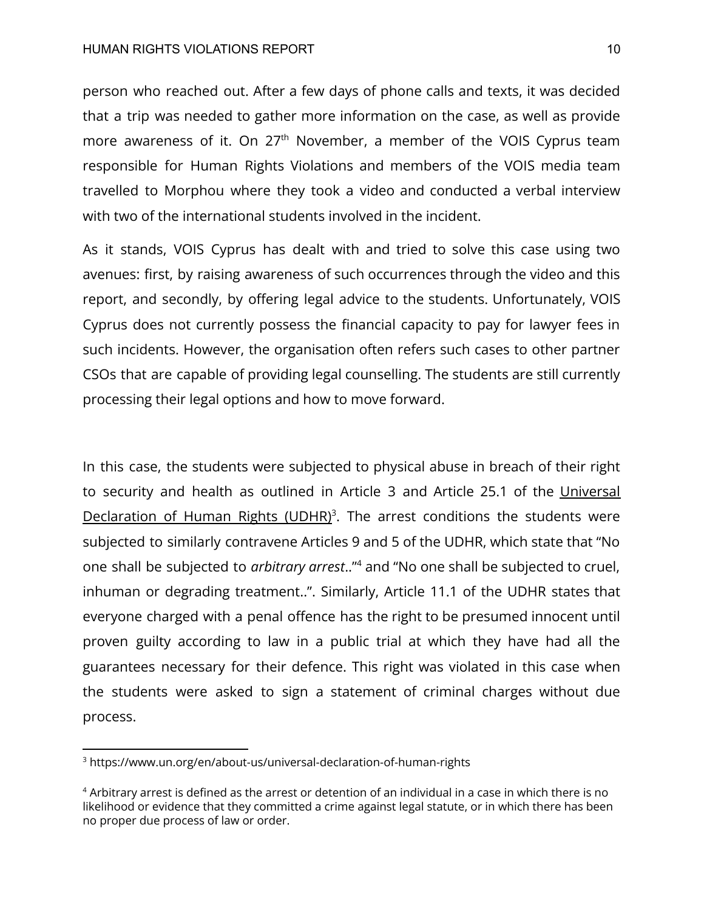person who reached out. After a few days of phone calls and texts, it was decided that a trip was needed to gather more information on the case, as well as provide more awareness of it. On 27th November, a member of the VOIS Cyprus team responsible for Human Rights Violations and members of the VOIS media team travelled to Morphou where they took a video and conducted a verbal interview with two of the international students involved in the incident.

As it stands, VOIS Cyprus has dealt with and tried to solve this case using two avenues: first, by raising awareness of such occurrences through the video and this report, and secondly, by offering legal advice to the students. Unfortunately, VOIS Cyprus does not currently possess the financial capacity to pay for lawyer fees in such incidents. However, the organisation often refers such cases to other partner CSOs that are capable of providing legal counselling. The students are still currently processing their legal options and how to move forward.

In this case, the students were subjected to physical abuse in breach of their right to security and health as outlined in Article 3 and Article 25.1 of the Universal Declaration of Human Rights (UDHR)[3]. The arrest conditions the students were subjected to similarly contravene Articles 9 and 5 of the UDHR, which state that "No one shall be subjected to *arbitrary arrest*.."[4] and "No one shall be subjected to cruel, inhuman or degrading treatment..". Similarly, Article 11.1 of the UDHR states that everyone charged with a penal offence has the right to be presumed innocent until proven guilty according to law in a public trial at which they have had all the guarantees necessary for their defence. This right was violated in this case when the students were asked to sign a statement of criminal charges without due process.

---

[3] https://www.un.org/en/about-us/universal-declaration-of-human-rights

[4] Arbitrary arrest is defined as the arrest or detention of an individual in a case in which there is no likelihood or evidence that they committed a crime against legal statute, or in which there has been no proper due process of law or order.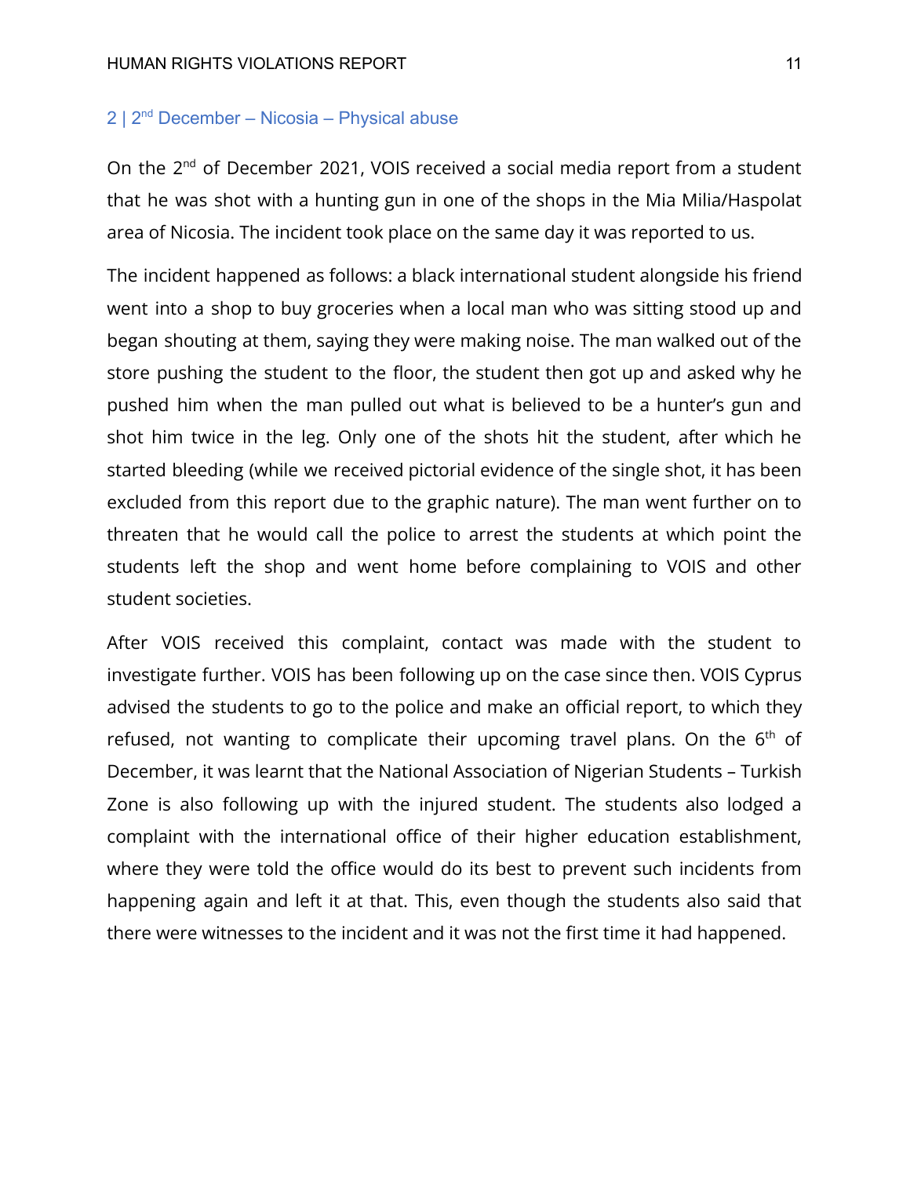## 2 | 2nd December – Nicosia – Physical abuse

On the 2nd of December 2021, VOIS received a social media report from a student that he was shot with a hunting gun in one of the shops in the Mia Milia/Haspolat area of Nicosia. The incident took place on the same day it was reported to us.

The incident happened as follows: a black international student alongside his friend went into a shop to buy groceries when a local man who was sitting stood up and began shouting at them, saying they were making noise. The man walked out of the store pushing the student to the floor, the student then got up and asked why he pushed him when the man pulled out what is believed to be a hunter's gun and shot him twice in the leg. Only one of the shots hit the student, after which he started bleeding (while we received pictorial evidence of the single shot, it has been excluded from this report due to the graphic nature). The man went further on to threaten that he would call the police to arrest the students at which point the students left the shop and went home before complaining to VOIS and other student societies.

After VOIS received this complaint, contact was made with the student to investigate further. VOIS has been following up on the case since then. VOIS Cyprus advised the students to go to the police and make an official report, to which they refused, not wanting to complicate their upcoming travel plans. On the 6th of December, it was learnt that the National Association of Nigerian Students – Turkish Zone is also following up with the injured student. The students also lodged a complaint with the international office of their higher education establishment, where they were told the office would do its best to prevent such incidents from happening again and left it at that. This, even though the students also said that there were witnesses to the incident and it was not the first time it had happened.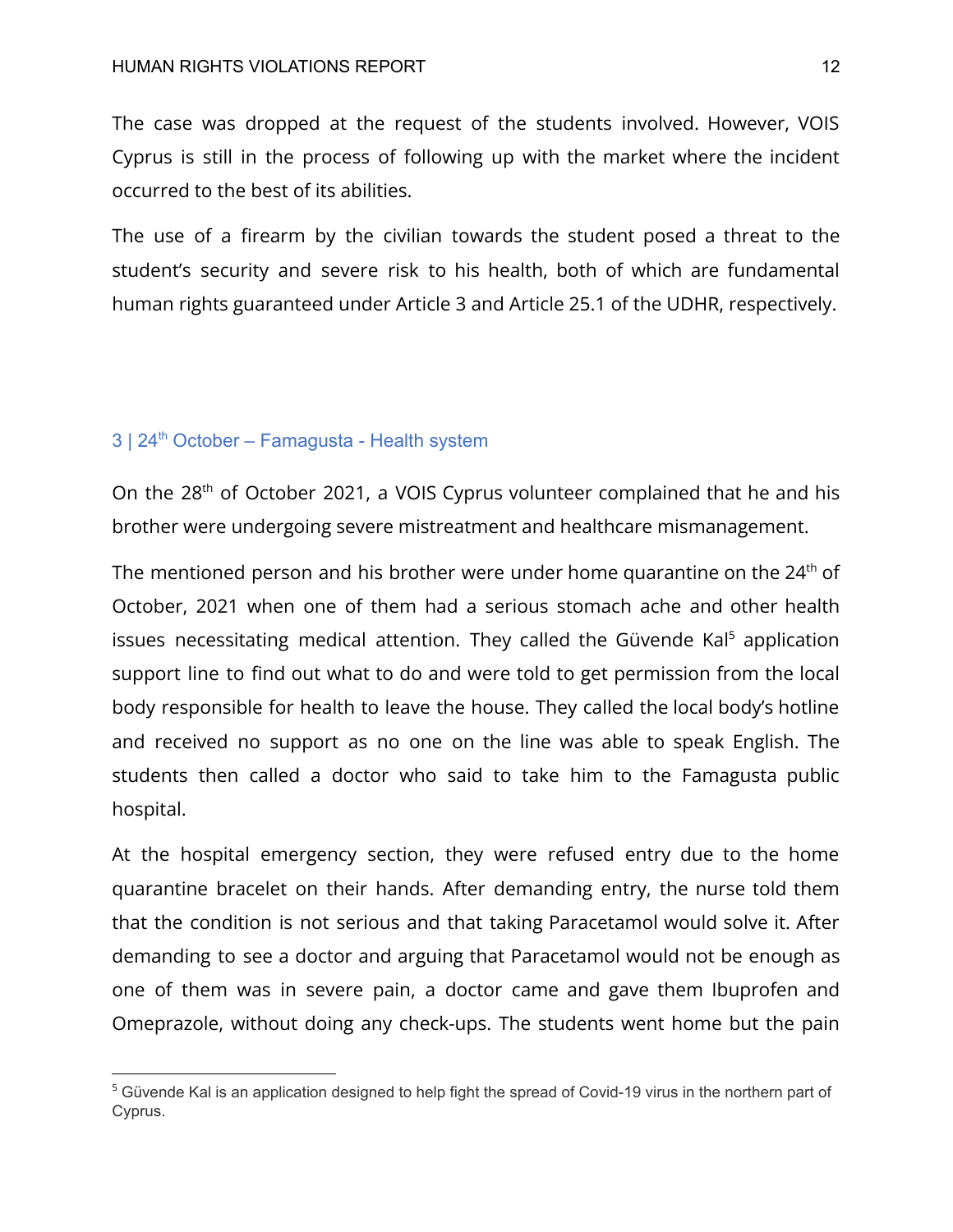The case was dropped at the request of the students involved. However, VOIS Cyprus is still in the process of following up with the market where the incident occurred to the best of its abilities.

The use of a firearm by the civilian towards the student posed a threat to the student's security and severe risk to his health, both of which are fundamental human rights guaranteed under Article 3 and Article 25.1 of the UDHR, respectively.

### 3 | 24th October – Famagusta - Health system

On the 28th of October 2021, a VOIS Cyprus volunteer complained that he and his brother were undergoing severe mistreatment and healthcare mismanagement.

The mentioned person and his brother were under home quarantine on the 24th of October, 2021 when one of them had a serious stomach ache and other health issues necessitating medical attention. They called the Güvende Kal[5] application support line to find out what to do and were told to get permission from the local body responsible for health to leave the house. They called the local body's hotline and received no support as no one on the line was able to speak English. The students then called a doctor who said to take him to the Famagusta public hospital.

At the hospital emergency section, they were refused entry due to the home quarantine bracelet on their hands. After demanding entry, the nurse told them that the condition is not serious and that taking Paracetamol would solve it. After demanding to see a doctor and arguing that Paracetamol would not be enough as one of them was in severe pain, a doctor came and gave them Ibuprofen and Omeprazole, without doing any check-ups. The students went home but the pain

[5] Güvende Kal is an application designed to help fight the spread of Covid-19 virus in the northern part of Cyprus.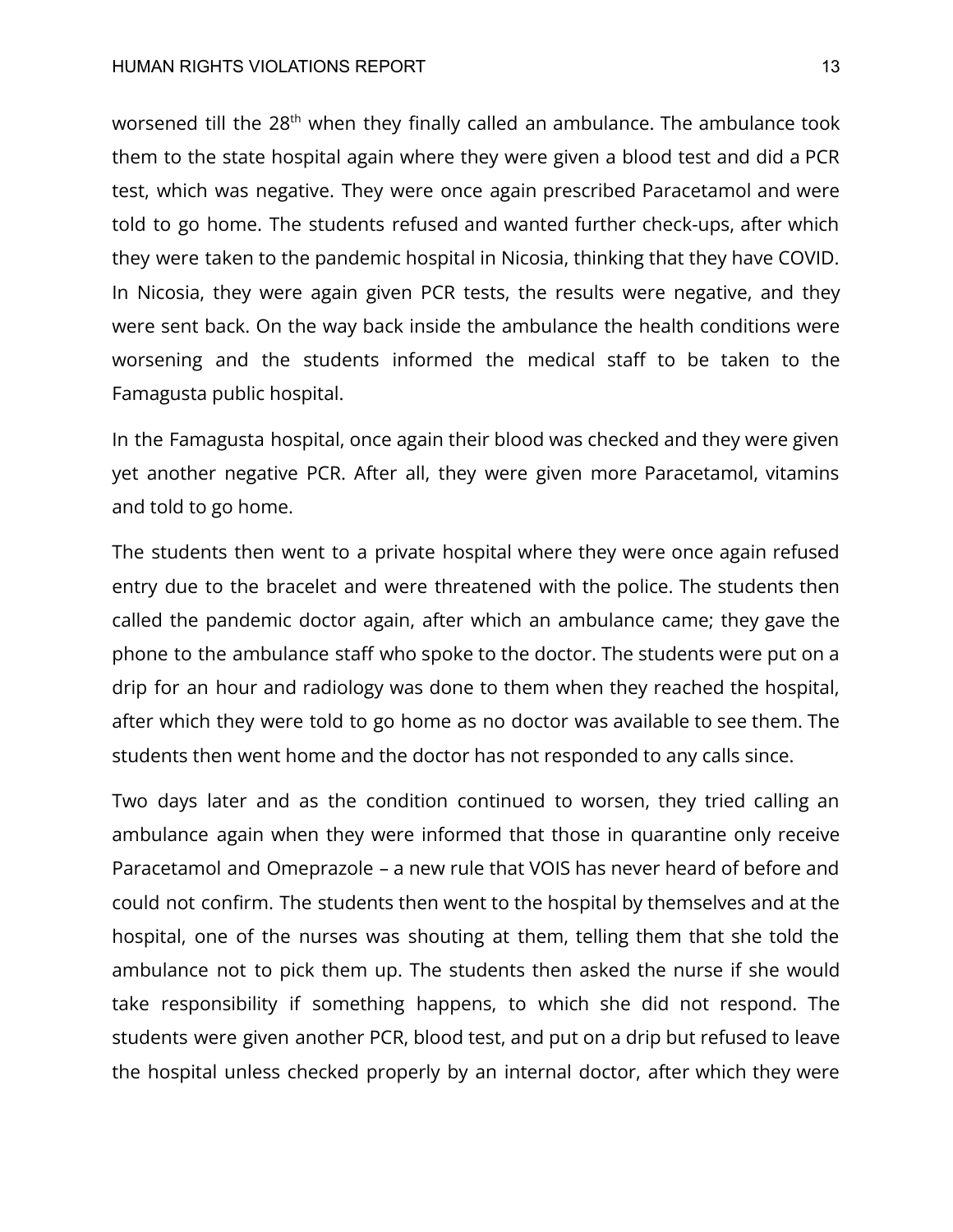worsened till the 28th when they finally called an ambulance. The ambulance took them to the state hospital again where they were given a blood test and did a PCR test, which was negative. They were once again prescribed Paracetamol and were told to go home. The students refused and wanted further check-ups, after which they were taken to the pandemic hospital in Nicosia, thinking that they have COVID. In Nicosia, they were again given PCR tests, the results were negative, and they were sent back. On the way back inside the ambulance the health conditions were worsening and the students informed the medical staff to be taken to the Famagusta public hospital.

In the Famagusta hospital, once again their blood was checked and they were given yet another negative PCR. After all, they were given more Paracetamol, vitamins and told to go home.

The students then went to a private hospital where they were once again refused entry due to the bracelet and were threatened with the police. The students then called the pandemic doctor again, after which an ambulance came; they gave the phone to the ambulance staff who spoke to the doctor. The students were put on a drip for an hour and radiology was done to them when they reached the hospital, after which they were told to go home as no doctor was available to see them. The students then went home and the doctor has not responded to any calls since.

Two days later and as the condition continued to worsen, they tried calling an ambulance again when they were informed that those in quarantine only receive Paracetamol and Omeprazole – a new rule that VOIS has never heard of before and could not confirm. The students then went to the hospital by themselves and at the hospital, one of the nurses was shouting at them, telling them that she told the ambulance not to pick them up. The students then asked the nurse if she would take responsibility if something happens, to which she did not respond. The students were given another PCR, blood test, and put on a drip but refused to leave the hospital unless checked properly by an internal doctor, after which they were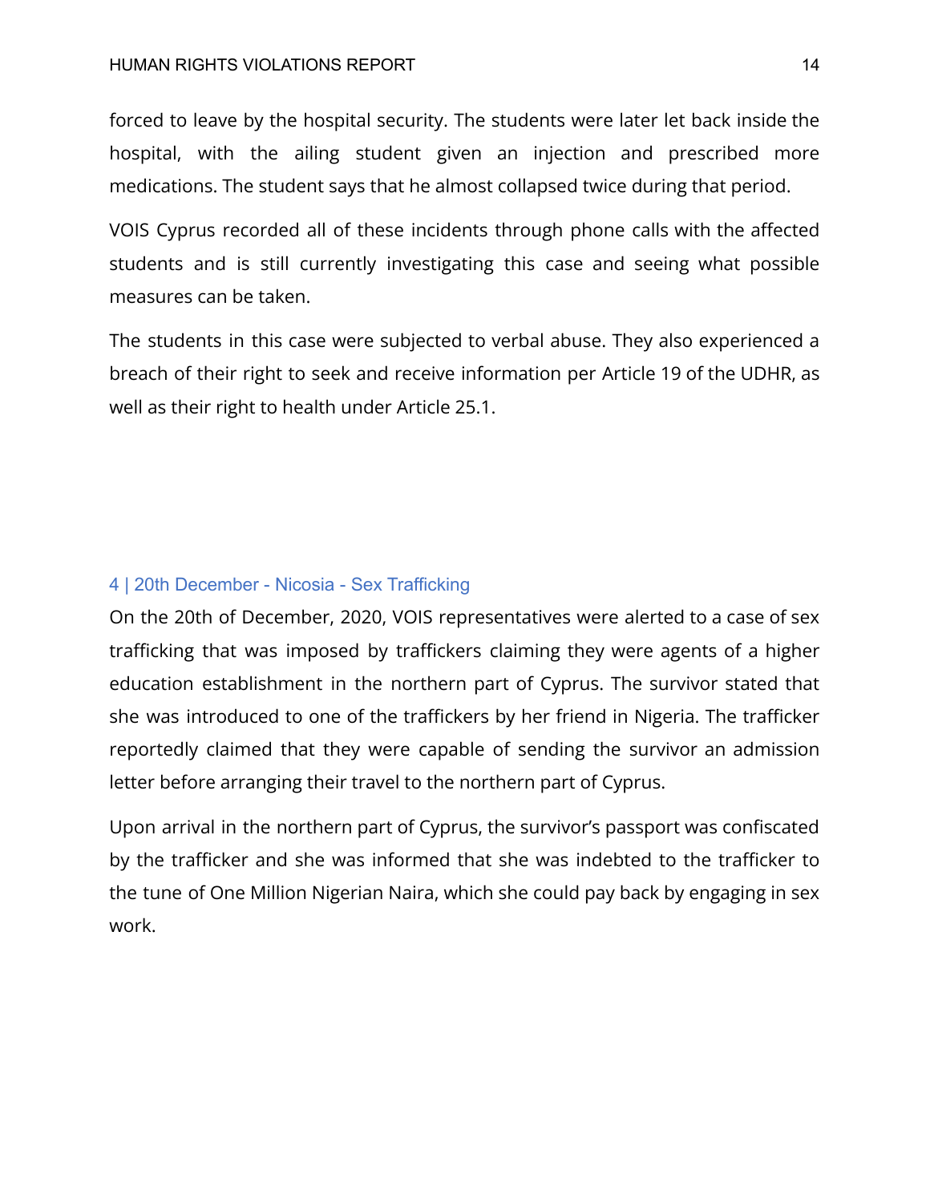forced to leave by the hospital security. The students were later let back inside the hospital, with the ailing student given an injection and prescribed more medications. The student says that he almost collapsed twice during that period.

VOIS Cyprus recorded all of these incidents through phone calls with the affected students and is still currently investigating this case and seeing what possible measures can be taken.

The students in this case were subjected to verbal abuse. They also experienced a breach of their right to seek and receive information per Article 19 of the UDHR, as well as their right to health under Article 25.1.

### 4 | 20th December - Nicosia - Sex Trafficking

On the 20th of December, 2020, VOIS representatives were alerted to a case of sex trafficking that was imposed by traffickers claiming they were agents of a higher education establishment in the northern part of Cyprus. The survivor stated that she was introduced to one of the traffickers by her friend in Nigeria. The trafficker reportedly claimed that they were capable of sending the survivor an admission letter before arranging their travel to the northern part of Cyprus.

Upon arrival in the northern part of Cyprus, the survivor's passport was confiscated by the trafficker and she was informed that she was indebted to the trafficker to the tune of One Million Nigerian Naira, which she could pay back by engaging in sex work.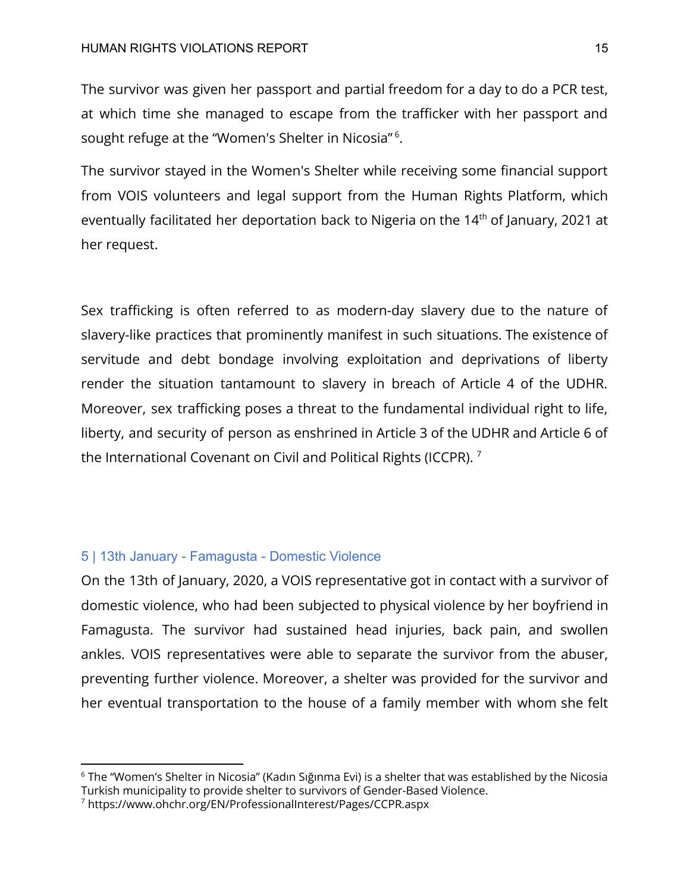The survivor was given her passport and partial freedom for a day to do a PCR test, at which time she managed to escape from the trafficker with her passport and sought refuge at the "Women's Shelter in Nicosia"[6].

The survivor stayed in the Women's Shelter while receiving some financial support from VOIS volunteers and legal support from the Human Rights Platform, which eventually facilitated her deportation back to Nigeria on the 14th of January, 2021 at her request.

Sex trafficking is often referred to as modern-day slavery due to the nature of slavery-like practices that prominently manifest in such situations. The existence of servitude and debt bondage involving exploitation and deprivations of liberty render the situation tantamount to slavery in breach of Article 4 of the UDHR. Moreover, sex trafficking poses a threat to the fundamental individual right to life, liberty, and security of person as enshrined in Article 3 of the UDHR and Article 6 of the International Covenant on Civil and Political Rights (ICCPR).[7]

### 5 | 13th January - Famagusta - Domestic Violence

On the 13th of January, 2020, a VOIS representative got in contact with a survivor of domestic violence, who had been subjected to physical violence by her boyfriend in Famagusta. The survivor had sustained head injuries, back pain, and swollen ankles. VOIS representatives were able to separate the survivor from the abuser, preventing further violence. Moreover, a shelter was provided for the survivor and her eventual transportation to the house of a family member with whom she felt

---

[6] The "Women's Shelter in Nicosia" (Kadın Sığınma Evi) is a shelter that was established by the Nicosia Turkish municipality to provide shelter to survivors of Gender-Based Violence.

[7] https://www.ohchr.org/EN/ProfessionalInterest/Pages/CCPR.aspx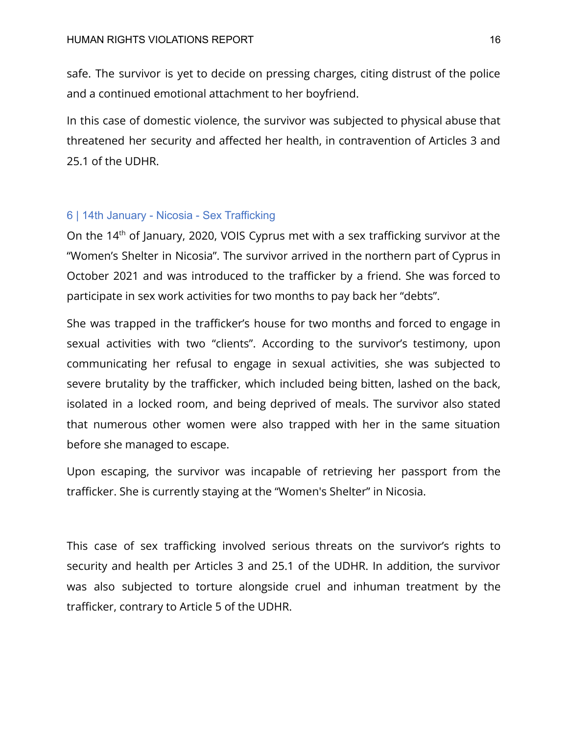safe. The survivor is yet to decide on pressing charges, citing distrust of the police and a continued emotional attachment to her boyfriend.

In this case of domestic violence, the survivor was subjected to physical abuse that threatened her security and affected her health, in contravention of Articles 3 and 25.1 of the UDHR.

### 6 | 14th January - Nicosia - Sex Trafficking

On the 14th of January, 2020, VOIS Cyprus met with a sex trafficking survivor at the "Women's Shelter in Nicosia". The survivor arrived in the northern part of Cyprus in October 2021 and was introduced to the trafficker by a friend. She was forced to participate in sex work activities for two months to pay back her "debts".

She was trapped in the trafficker's house for two months and forced to engage in sexual activities with two "clients". According to the survivor's testimony, upon communicating her refusal to engage in sexual activities, she was subjected to severe brutality by the trafficker, which included being bitten, lashed on the back, isolated in a locked room, and being deprived of meals. The survivor also stated that numerous other women were also trapped with her in the same situation before she managed to escape.

Upon escaping, the survivor was incapable of retrieving her passport from the trafficker. She is currently staying at the "Women's Shelter" in Nicosia.

This case of sex trafficking involved serious threats on the survivor's rights to security and health per Articles 3 and 25.1 of the UDHR. In addition, the survivor was also subjected to torture alongside cruel and inhuman treatment by the trafficker, contrary to Article 5 of the UDHR.